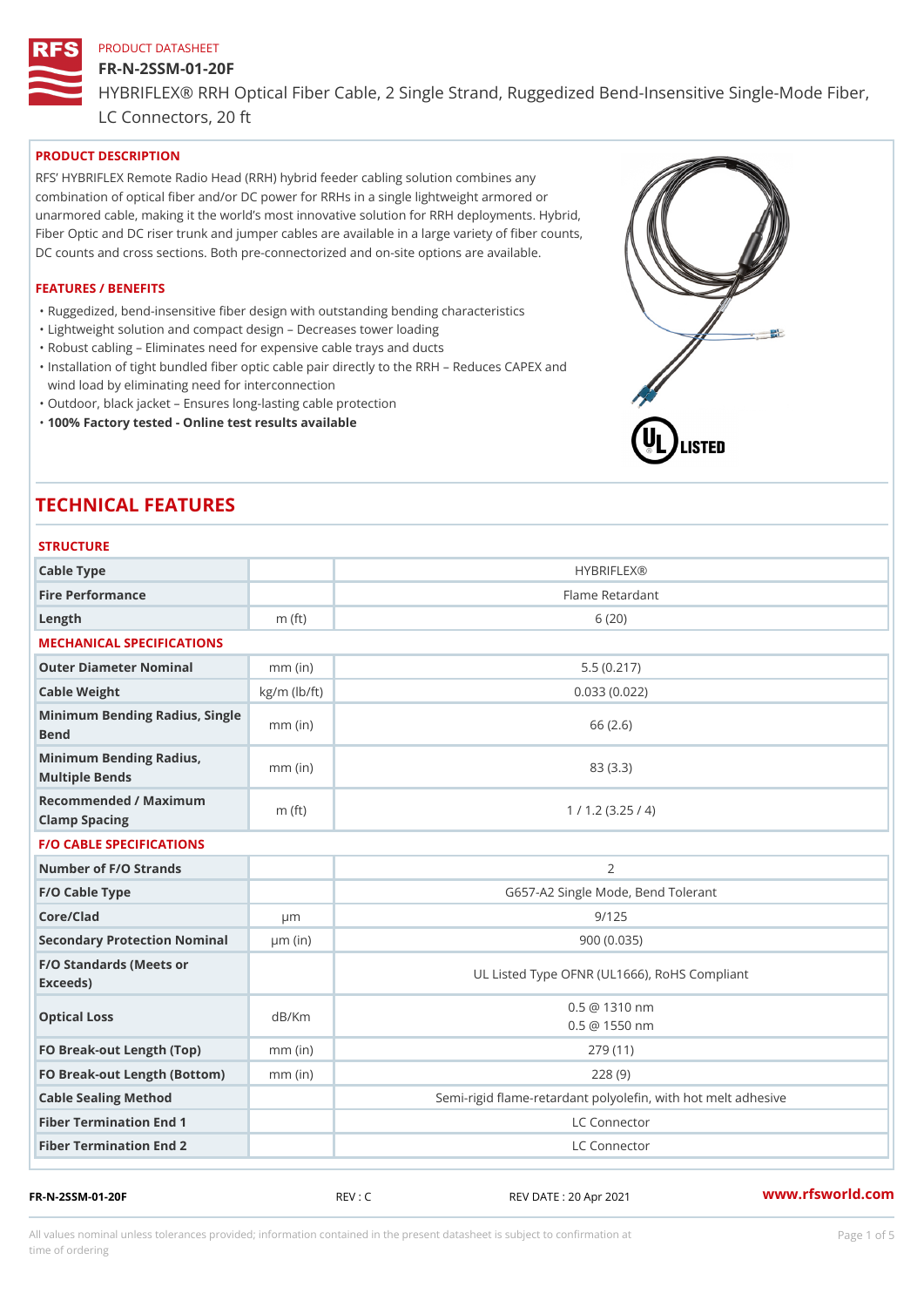PRODUCT DATASHEET

# FR-N-2SSM-01-20F

HYBRIFLEX® RRH Optical Fiber Cable, 2 Single Strand, Ruggedized Bend-Insensitive Single-Mode Fiber, LC Connectors, 20 ft

## PRODUCT DESCRIPTION

RFS' HYBRIFLEX Remote Radio Head (RRH) hybrid feeder cabling solution combines any combination of optical fiber and/or DC power for RRHs in a single lightweight armored or unarmored cable, making it the world's most innovative solution for RRH deployments. Hybrid, Fiber Optic and DC riser trunk and jumper cables are available in a large variety of fiber counts, DC counts and cross sections. Both pre-connectorized and on-site options are available.

## FEATURES / BENEFITS

- Ruggedized, bend-insensitive fiber design with outstanding bending characteristics
- Lightweight solution and compact design – Decreases tower loading
- Robust cabling – Eliminates need for expensive cable trays and ducts
- Installation of tight bundled fiber optic cable pair directly to the RRH – Reduces CAPEX and wind load by eliminating need for interconnection
- Outdoor, black jacket – Ensures long-lasting cable protection
- **100% Factory tested - Online test results available**

# TECHNICAL FEATURES

## STRUCTURE

| | | |
|---|---|---|
| Cable Type | | HYBRIFLEX® |
| Fire Performance | | Flame Retardant |
| Length | m (ft) | 6 (20) |

## MECHANICAL SPECIFICATIONS

| | | |
|---|---|---|
| Outer Diameter Nominal | mm (in) | 5.5 (0.217) |
| Cable Weight | kg/m (lb/ft) | 0.033 (0.022) |
| Minimum Bending Radius, Single Bend | mm (in) | 66 (2.6) |
| Minimum Bending Radius, Multiple Bends | mm (in) | 83 (3.3) |
| Recommended / Maximum Clamp Spacing | m (ft) | 1 / 1.2 (3.25 / 4) |

## F/O CABLE SPECIFICATIONS

| | | |
|---|---|---|
| Number of F/O Strands | | 2 |
| F/O Cable Type | | G657-A2 Single Mode, Bend Tolerant |
| Core/Clad | µm | 9/125 |
| Secondary Protection Nominal | µm (in) | 900 (0.035) |
| F/O Standards (Meets or Exceeds) | | UL Listed Type OFNR (UL1666), RoHS Compliant |
| Optical Loss | dB/Km | 0.5 @ 1310 nm<br>0.5 @ 1550 nm |
| FO Break-out Length (Top) | mm (in) | 279 (11) |
| FO Break-out Length (Bottom) | mm (in) | 228 (9) |
| Cable Sealing Method | | Semi-rigid flame-retardant polyolefin, with hot melt adhesive |
| Fiber Termination End 1 | | LC Connector |
| Fiber Termination End 2 | | LC Connector |

FR-N-2SSM-01-20F REV : C REV DATE : 20 Apr 2021 www.rfsworld.com

All values nominal unless tolerances provided; information contained in the present datasheet is subject to confirmation at time of ordering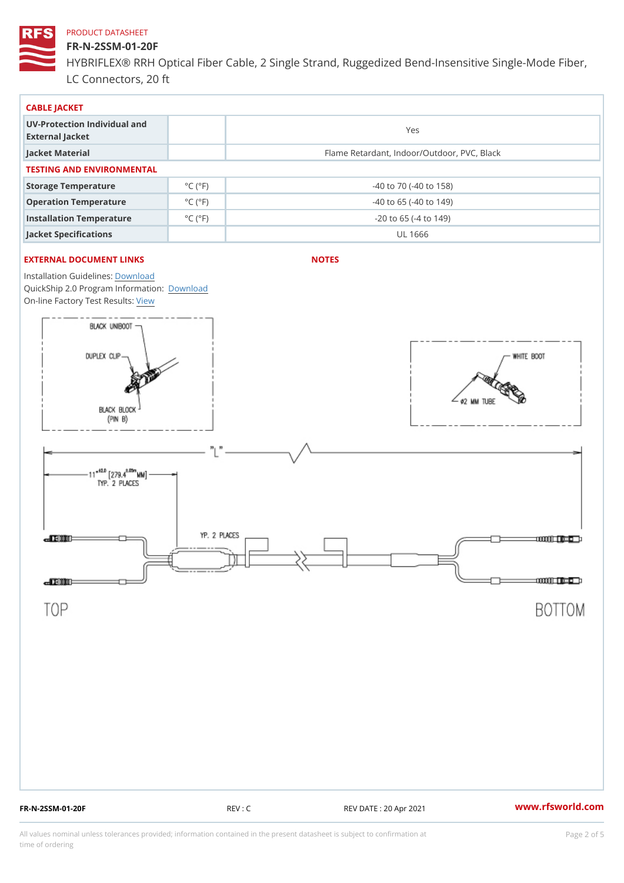PRODUCT DATASHEET

# FR-N-2SSM-01-20F

HYBRIFLEX® RRH Optical Fiber Cable, 2 Single Strand, Ruggedized Bend-Insensitive Single-Mode Fiber, LC Connectors, 20 ft

## CABLE JACKET

| | | |
|---|---|---|
| UV-Protection Individual and External Jacket | | Yes |
| Jacket Material | | Flame Retardant, Indoor/Outdoor, PVC, Black |

## TESTING AND ENVIRONMENTAL

| | | |
|---|---|---|
| Storage Temperature | °C (°F) | -40 to 70 (-40 to 158) |
| Operation Temperature | °C (°F) | -40 to 65 (-40 to 149) |
| Installation Temperature | °C (°F) | -20 to 65 (-4 to 149) |
| Jacket Specifications | | UL 1666 |

## EXTERNAL DOCUMENT LINKS

Installation Guidelines: Download

QuickShip 2.0 Program Information: Download

On-line Factory Test Results: View

## NOTES

BLACK UNIBOOT
DUPLEX CLIP
BLACK BLOCK (PIN B)
WHITE BOOT
Ø2 MM TUBE
"L"
11" [279.4 MM] TYP. 2 PLACES
YP. 2 PLACES
TOP
BOTTOM

FR-N-2SSM-01-20F REV : C REV DATE : 20 Apr 2021 www.rfsworld.com

All values nominal unless tolerances provided; information contained in the present datasheet is subject to confirmation at time of ordering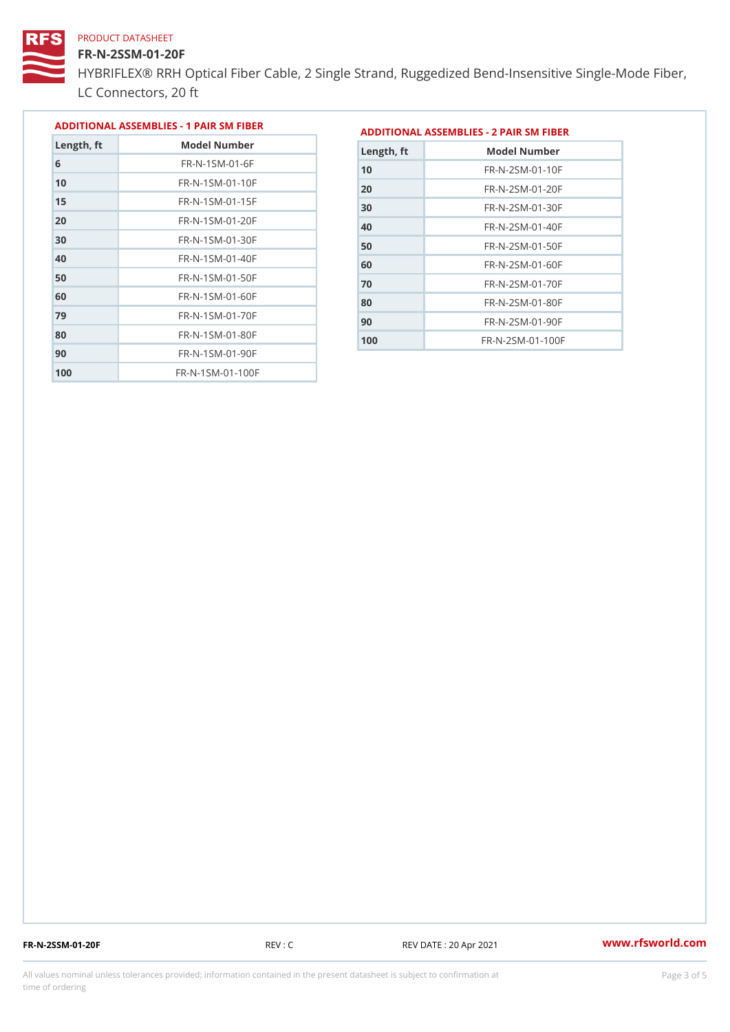PRODUCT DATASHEET

# FR-N-2SSM-01-20F

HYBRIFLEX® RRH Optical Fiber Cable, 2 Single Strand, Ruggedized Bend-Insensitive Single-Mode Fiber, LC Connectors, 20 ft

## ADDITIONAL ASSEMBLIES - 1 PAIR SM FIBER

| Length, ft | Model Number |
|---|---|
| 6 | FR-N-1SM-01-6F |
| 10 | FR-N-1SM-01-10F |
| 15 | FR-N-1SM-01-15F |
| 20 | FR-N-1SM-01-20F |
| 30 | FR-N-1SM-01-30F |
| 40 | FR-N-1SM-01-40F |
| 50 | FR-N-1SM-01-50F |
| 60 | FR-N-1SM-01-60F |
| 79 | FR-N-1SM-01-70F |
| 80 | FR-N-1SM-01-80F |
| 90 | FR-N-1SM-01-90F |
| 100 | FR-N-1SM-01-100F |

## ADDITIONAL ASSEMBLIES - 2 PAIR SM FIBER

| Length, ft | Model Number |
|---|---|
| 10 | FR-N-2SM-01-10F |
| 20 | FR-N-2SM-01-20F |
| 30 | FR-N-2SM-01-30F |
| 40 | FR-N-2SM-01-40F |
| 50 | FR-N-2SM-01-50F |
| 60 | FR-N-2SM-01-60F |
| 70 | FR-N-2SM-01-70F |
| 80 | FR-N-2SM-01-80F |
| 90 | FR-N-2SM-01-90F |
| 100 | FR-N-2SM-01-100F |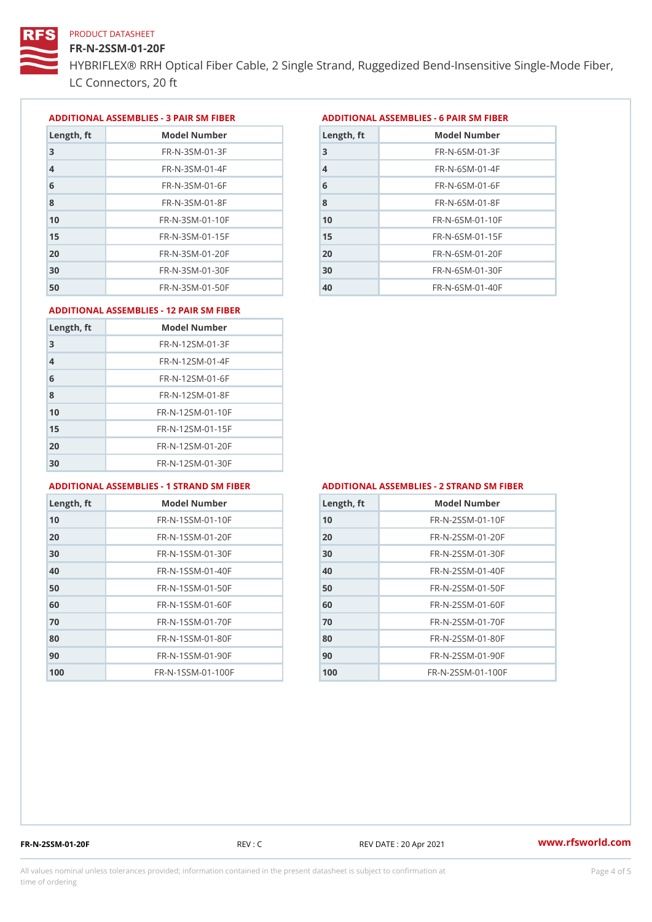PRODUCT DATASHEET

# FR-N-2SSM-01-20F

HYBRIFLEX® RRH Optical Fiber Cable, 2 Single Strand, Ruggedized Bend-Insensitive Single-Mode Fiber, LC Connectors, 20 ft

## ADDITIONAL ASSEMBLIES - 3 PAIR SM FIBER

| Length, ft | Model Number |
|---|---|
| 3 | FR-N-3SM-01-3F |
| 4 | FR-N-3SM-01-4F |
| 6 | FR-N-3SM-01-6F |
| 8 | FR-N-3SM-01-8F |
| 10 | FR-N-3SM-01-10F |
| 15 | FR-N-3SM-01-15F |
| 20 | FR-N-3SM-01-20F |
| 30 | FR-N-3SM-01-30F |
| 50 | FR-N-3SM-01-50F |

## ADDITIONAL ASSEMBLIES - 6 PAIR SM FIBER

| Length, ft | Model Number |
|---|---|
| 3 | FR-N-6SM-01-3F |
| 4 | FR-N-6SM-01-4F |
| 6 | FR-N-6SM-01-6F |
| 8 | FR-N-6SM-01-8F |
| 10 | FR-N-6SM-01-10F |
| 15 | FR-N-6SM-01-15F |
| 20 | FR-N-6SM-01-20F |
| 30 | FR-N-6SM-01-30F |
| 40 | FR-N-6SM-01-40F |

## ADDITIONAL ASSEMBLIES - 12 PAIR SM FIBER

| Length, ft | Model Number |
|---|---|
| 3 | FR-N-12SM-01-3F |
| 4 | FR-N-12SM-01-4F |
| 6 | FR-N-12SM-01-6F |
| 8 | FR-N-12SM-01-8F |
| 10 | FR-N-12SM-01-10F |
| 15 | FR-N-12SM-01-15F |
| 20 | FR-N-12SM-01-20F |
| 30 | FR-N-12SM-01-30F |

## ADDITIONAL ASSEMBLIES - 1 STRAND SM FIBER

| Length, ft | Model Number |
|---|---|
| 10 | FR-N-1SSM-01-10F |
| 20 | FR-N-1SSM-01-20F |
| 30 | FR-N-1SSM-01-30F |
| 40 | FR-N-1SSM-01-40F |
| 50 | FR-N-1SSM-01-50F |
| 60 | FR-N-1SSM-01-60F |
| 70 | FR-N-1SSM-01-70F |
| 80 | FR-N-1SSM-01-80F |
| 90 | FR-N-1SSM-01-90F |
| 100 | FR-N-1SSM-01-100F |

## ADDITIONAL ASSEMBLIES - 2 STRAND SM FIBER

| Length, ft | Model Number |
|---|---|
| 10 | FR-N-2SSM-01-10F |
| 20 | FR-N-2SSM-01-20F |
| 30 | FR-N-2SSM-01-30F |
| 40 | FR-N-2SSM-01-40F |
| 50 | FR-N-2SSM-01-50F |
| 60 | FR-N-2SSM-01-60F |
| 70 | FR-N-2SSM-01-70F |
| 80 | FR-N-2SSM-01-80F |
| 90 | FR-N-2SSM-01-90F |
| 100 | FR-N-2SSM-01-100F |

FR-N-2SSM-01-20F REV : C REV DATE : 20 Apr 2021 www.rfsworld.com

All values nominal unless tolerances provided; information contained in the present datasheet is subject to confirmation at time of ordering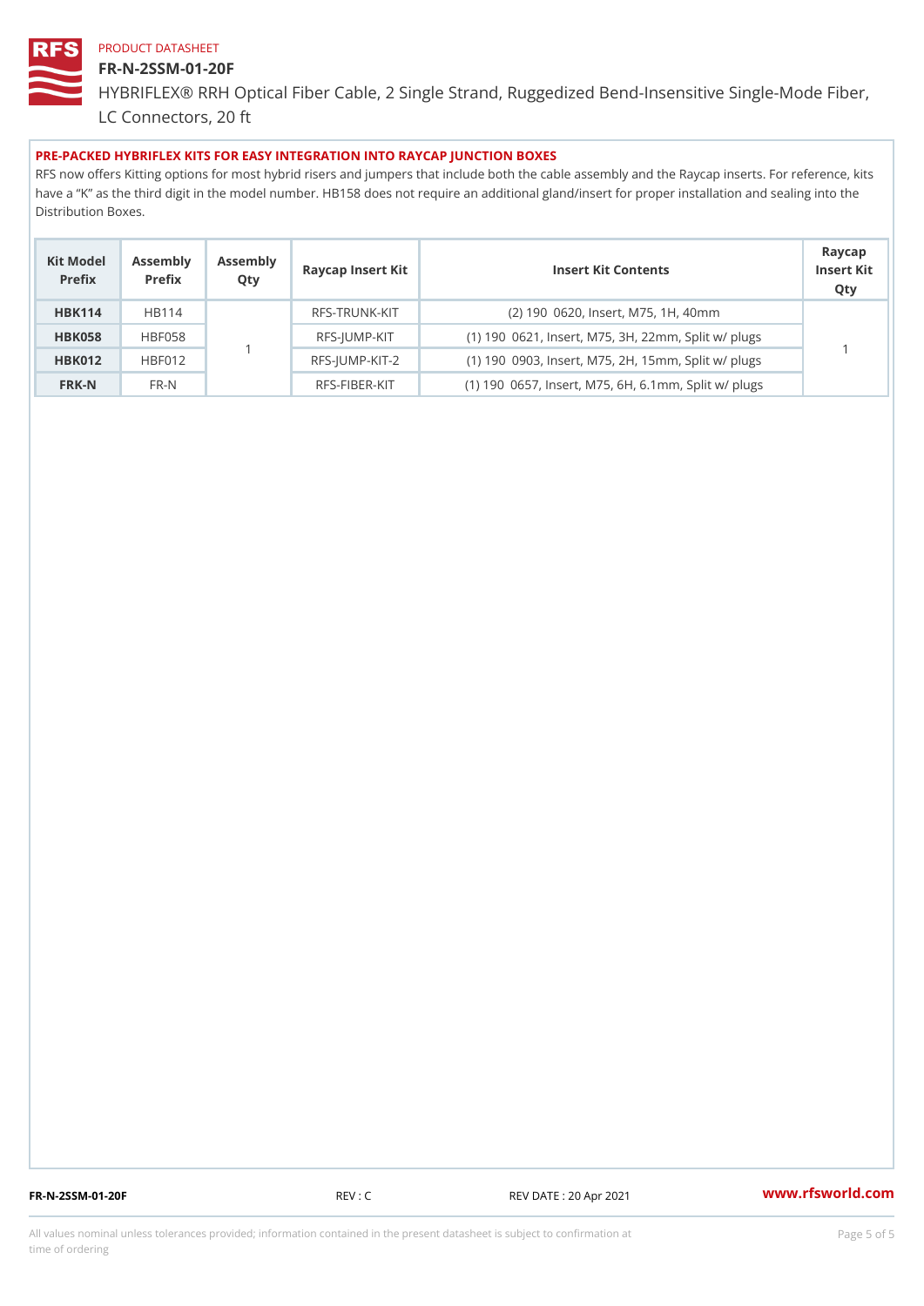PRODUCT DATASHEET

# FR-N-2SSM-01-20F

HYBRIFLEX® RRH Optical Fiber Cable, 2 Single Strand, Ruggedized Bend-Insensitive Single-Mode Fiber, LC Connectors, 20 ft

## PRE-PACKED HYBRIFLEX KITS FOR EASY INTEGRATION INTO RAYCAP JUNCTION BOXES

RFS now offers Kitting options for most hybrid risers and jumpers that include both the cable assembly and the Raycap inserts. For reference, kits have a "K" as the third digit in the model number. HB158 does not require an additional gland/insert for proper installation and sealing into the Distribution Boxes.

| Kit Model Prefix | Assembly Prefix | Assembly Qty | Raycap Insert Kit | Insert Kit Contents | Raycap Insert Kit Qty |
|---|---|---|---|---|---|
| **HBK114** | HB114 | 1 | RFS-TRUNK-KIT | (2) 190 0620, Insert, M75, 1H, 40mm | 1 |
| **HBK058** | HBF058 | | RFS-JUMP-KIT | (1) 190 0621, Insert, M75, 3H, 22mm, Split w/ plugs | |
| **HBK012** | HBF012 | | RFS-JUMP-KIT-2 | (1) 190 0903, Insert, M75, 2H, 15mm, Split w/ plugs | |
| **FRK-N** | FR-N | | RFS-FIBER-KIT | (1) 190 0657, Insert, M75, 6H, 6.1mm, Split w/ plugs | |

FR-N-2SSM-01-20F REV : C REV DATE : 20 Apr 2021 www.rfsworld.com

All values nominal unless tolerances provided; information contained in the present datasheet is subject to confirmation at time of ordering